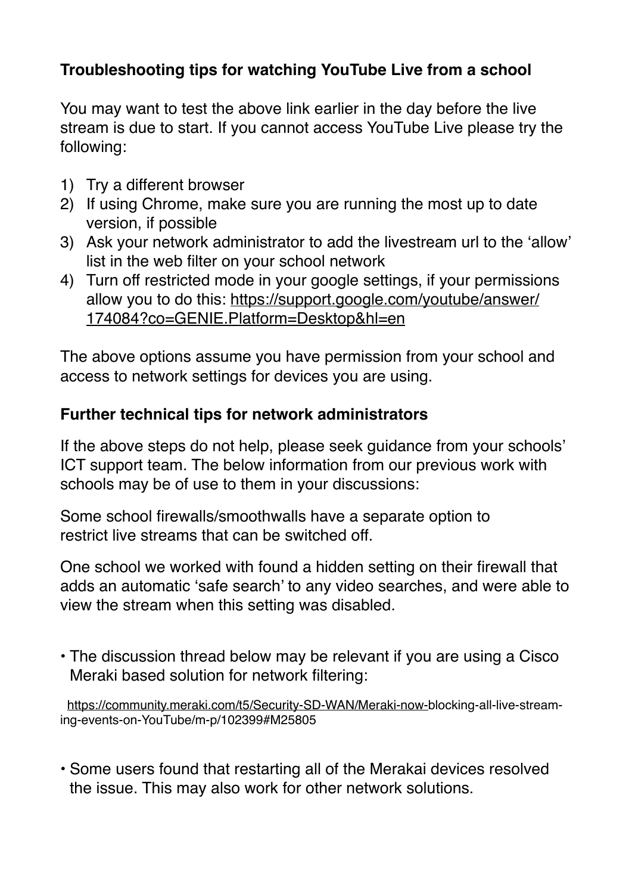**Troubleshooting tips for watching YouTube Live from a school**

You may want to test the above link earlier in the day before the live stream is due to start. If you cannot access YouTube Live please try the following:

1) Try a different browser
2) If using Chrome, make sure you are running the most up to date version, if possible
3) Ask your network administrator to add the livestream url to the 'allow' list in the web filter on your school network
4) Turn off restricted mode in your google settings, if your permissions allow you to do this: https://support.google.com/youtube/answer/174084?co=GENIE.Platform=Desktop&hl=en

The above options assume you have permission from your school and access to network settings for devices you are using.

**Further technical tips for network administrators**

If the above steps do not help, please seek guidance from your schools' ICT support team. The below information from our previous work with schools may be of use to them in your discussions:

Some school firewalls/smoothwalls have a separate option to restrict live streams that can be switched off.

One school we worked with found a hidden setting on their firewall that adds an automatic 'safe search' to any video searches, and were able to view the stream when this setting was disabled.

- The discussion thread below may be relevant if you are using a Cisco Meraki based solution for network filtering:

https://community.meraki.com/t5/Security-SD-WAN/Meraki-now-blocking-all-live-streaming-events-on-YouTube/m-p/102399#M25805

- Some users found that restarting all of the Merakai devices resolved the issue. This may also work for other network solutions.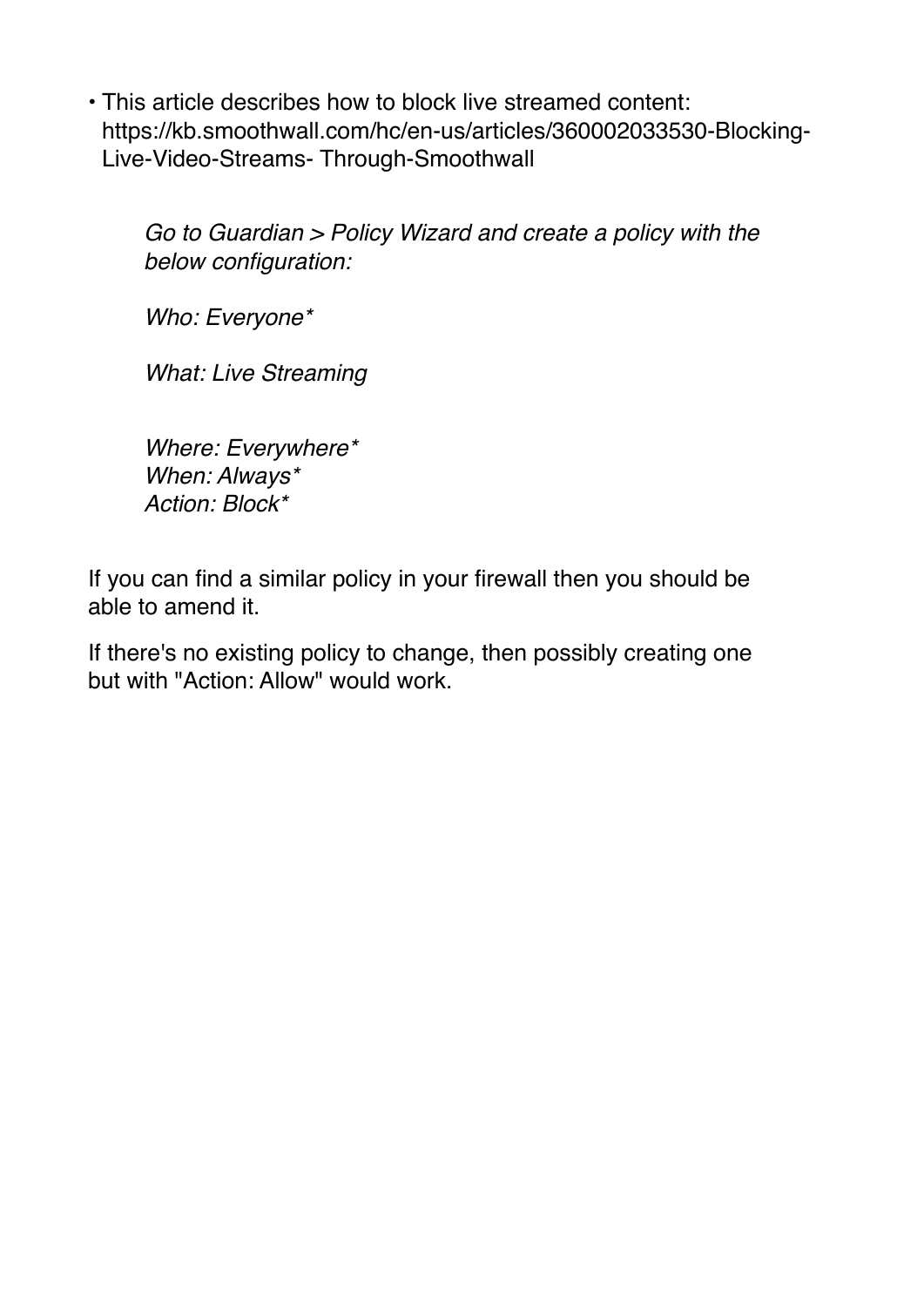- This article describes how to block live streamed content: https://kb.smoothwall.com/hc/en-us/articles/360002033530-Blocking-Live-Video-Streams- Through-Smoothwall

  *Go to Guardian > Policy Wizard and create a policy with the below configuration:*

  *Who: Everyone**

  *What: Live Streaming*

  *Where: Everywhere**
  *When: Always**
  *Action: Block**

If you can find a similar policy in your firewall then you should be able to amend it.

If there's no existing policy to change, then possibly creating one but with "Action: Allow" would work.